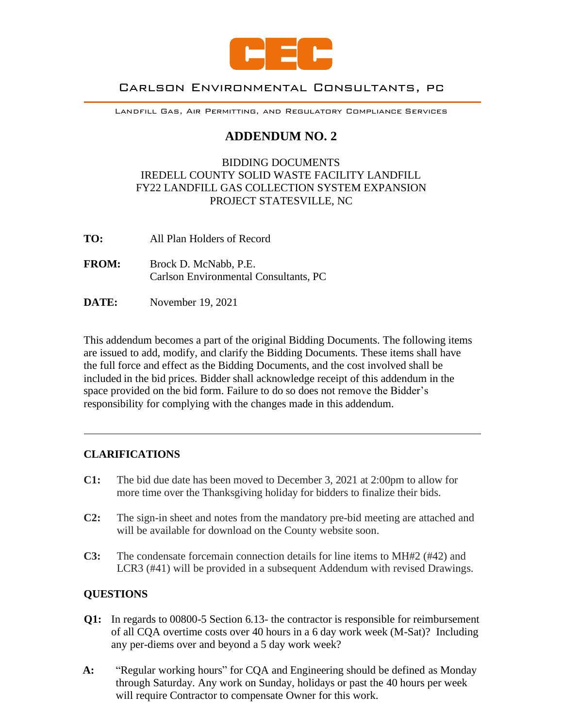CEC

Carlson Environmental Consultants, PC

Landfill Gas, Air Permitting, and Regulatory Compliance Services

# ADDENDUM NO. 2

BIDDING DOCUMENTS
IREDELL COUNTY SOLID WASTE FACILITY LANDFILL
FY22 LANDFILL GAS COLLECTION SYSTEM EXPANSION
PROJECT STATESVILLE, NC

**TO:** All Plan Holders of Record

**FROM:** Brock D. McNabb, P.E.
Carlson Environmental Consultants, PC

**DATE:** November 19, 2021

This addendum becomes a part of the original Bidding Documents. The following items are issued to add, modify, and clarify the Bidding Documents. These items shall have the full force and effect as the Bidding Documents, and the cost involved shall be included in the bid prices. Bidder shall acknowledge receipt of this addendum in the space provided on the bid form. Failure to do so does not remove the Bidder's responsibility for complying with the changes made in this addendum.

---

## CLARIFICATIONS

**C1:** The bid due date has been moved to December 3, 2021 at 2:00pm to allow for more time over the Thanksgiving holiday for bidders to finalize their bids.

**C2:** The sign-in sheet and notes from the mandatory pre-bid meeting are attached and will be available for download on the County website soon.

**C3:** The condensate forcemain connection details for line items to MH#2 (#42) and LCR3 (#41) will be provided in a subsequent Addendum with revised Drawings.

## QUESTIONS

**Q1:** In regards to 00800-5 Section 6.13- the contractor is responsible for reimbursement of all CQA overtime costs over 40 hours in a 6 day work week (M-Sat)? Including any per-diems over and beyond a 5 day work week?

**A:** "Regular working hours" for CQA and Engineering should be defined as Monday through Saturday. Any work on Sunday, holidays or past the 40 hours per week will require Contractor to compensate Owner for this work.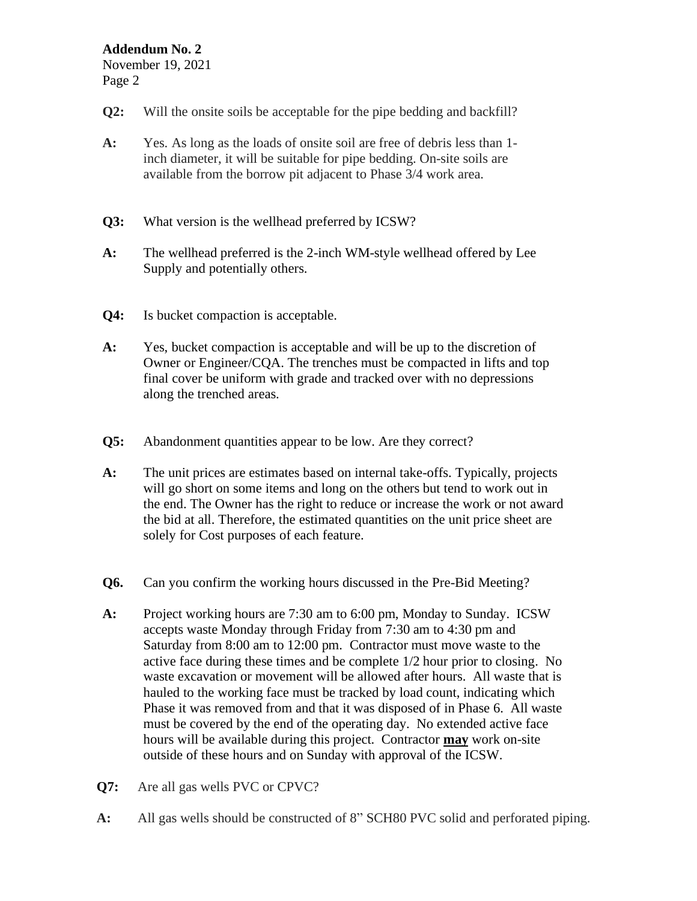**Q2:** Will the onsite soils be acceptable for the pipe bedding and backfill?

**A:** Yes. As long as the loads of onsite soil are free of debris less than 1-inch diameter, it will be suitable for pipe bedding. On-site soils are available from the borrow pit adjacent to Phase 3/4 work area.

**Q3:** What version is the wellhead preferred by ICSW?

**A:** The wellhead preferred is the 2-inch WM-style wellhead offered by Lee Supply and potentially others.

**Q4:** Is bucket compaction is acceptable.

**A:** Yes, bucket compaction is acceptable and will be up to the discretion of Owner or Engineer/CQA. The trenches must be compacted in lifts and top final cover be uniform with grade and tracked over with no depressions along the trenched areas.

**Q5:** Abandonment quantities appear to be low. Are they correct?

**A:** The unit prices are estimates based on internal take-offs. Typically, projects will go short on some items and long on the others but tend to work out in the end. The Owner has the right to reduce or increase the work or not award the bid at all. Therefore, the estimated quantities on the unit price sheet are solely for Cost purposes of each feature.

**Q6.** Can you confirm the working hours discussed in the Pre-Bid Meeting?

**A:** Project working hours are 7:30 am to 6:00 pm, Monday to Sunday. ICSW accepts waste Monday through Friday from 7:30 am to 4:30 pm and Saturday from 8:00 am to 12:00 pm. Contractor must move waste to the active face during these times and be complete 1/2 hour prior to closing. No waste excavation or movement will be allowed after hours. All waste that is hauled to the working face must be tracked by load count, indicating which Phase it was removed from and that it was disposed of in Phase 6. All waste must be covered by the end of the operating day. No extended active face hours will be available during this project. Contractor **<u>may</u>** work on-site outside of these hours and on Sunday with approval of the ICSW.

**Q7:** Are all gas wells PVC or CPVC?

**A:** All gas wells should be constructed of 8" SCH80 PVC solid and perforated piping.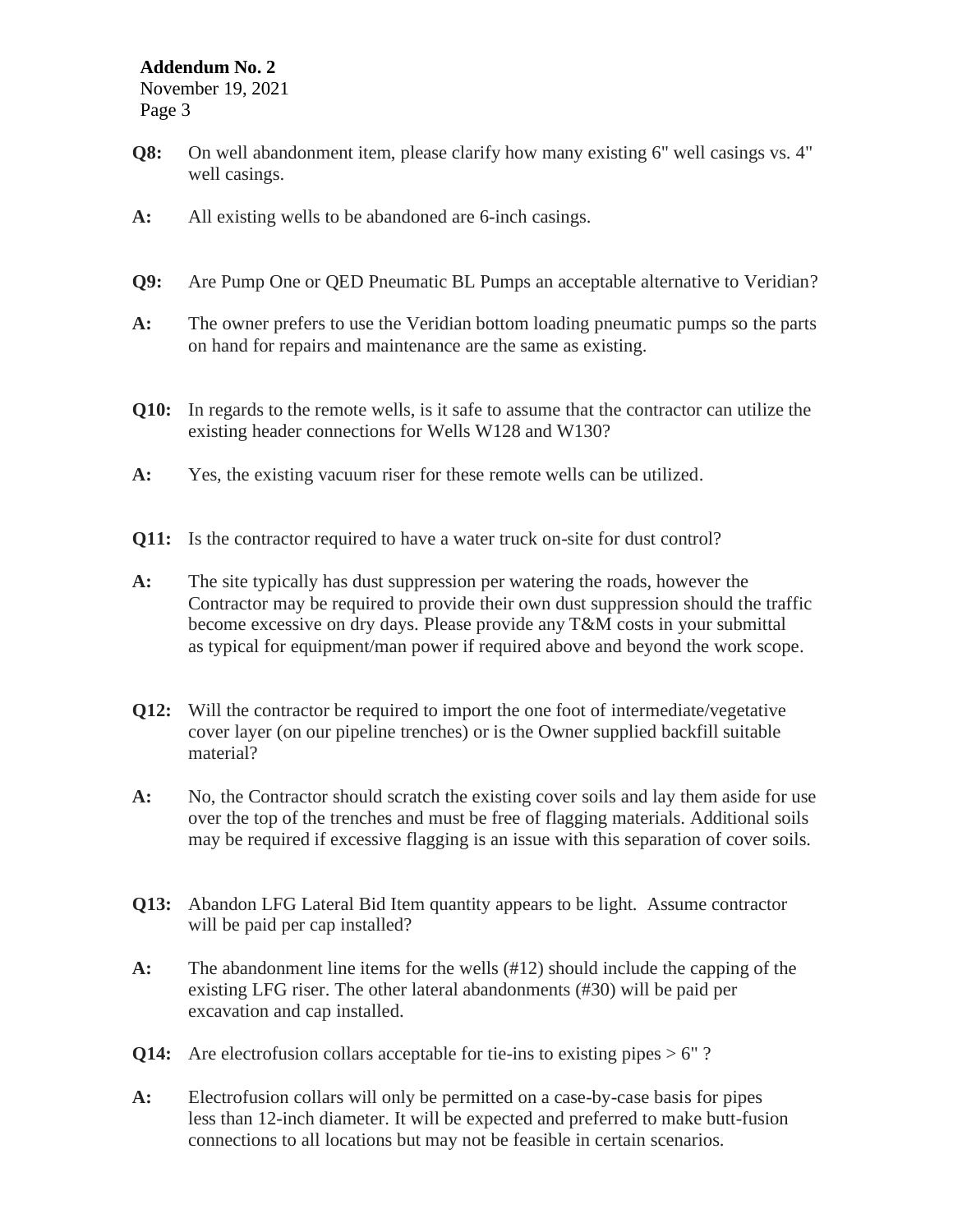**Q8:** On well abandonment item, please clarify how many existing 6" well casings vs. 4" well casings.

**A:** All existing wells to be abandoned are 6-inch casings.

**Q9:** Are Pump One or QED Pneumatic BL Pumps an acceptable alternative to Veridian?

**A:** The owner prefers to use the Veridian bottom loading pneumatic pumps so the parts on hand for repairs and maintenance are the same as existing.

**Q10:** In regards to the remote wells, is it safe to assume that the contractor can utilize the existing header connections for Wells W128 and W130?

**A:** Yes, the existing vacuum riser for these remote wells can be utilized.

**Q11:** Is the contractor required to have a water truck on-site for dust control?

**A:** The site typically has dust suppression per watering the roads, however the Contractor may be required to provide their own dust suppression should the traffic become excessive on dry days. Please provide any T&M costs in your submittal as typical for equipment/man power if required above and beyond the work scope.

**Q12:** Will the contractor be required to import the one foot of intermediate/vegetative cover layer (on our pipeline trenches) or is the Owner supplied backfill suitable material?

**A:** No, the Contractor should scratch the existing cover soils and lay them aside for use over the top of the trenches and must be free of flagging materials. Additional soils may be required if excessive flagging is an issue with this separation of cover soils.

**Q13:** Abandon LFG Lateral Bid Item quantity appears to be light. Assume contractor will be paid per cap installed?

**A:** The abandonment line items for the wells (#12) should include the capping of the existing LFG riser. The other lateral abandonments (#30) will be paid per excavation and cap installed.

**Q14:** Are electrofusion collars acceptable for tie-ins to existing pipes > 6" ?

**A:** Electrofusion collars will only be permitted on a case-by-case basis for pipes less than 12-inch diameter. It will be expected and preferred to make butt-fusion connections to all locations but may not be feasible in certain scenarios.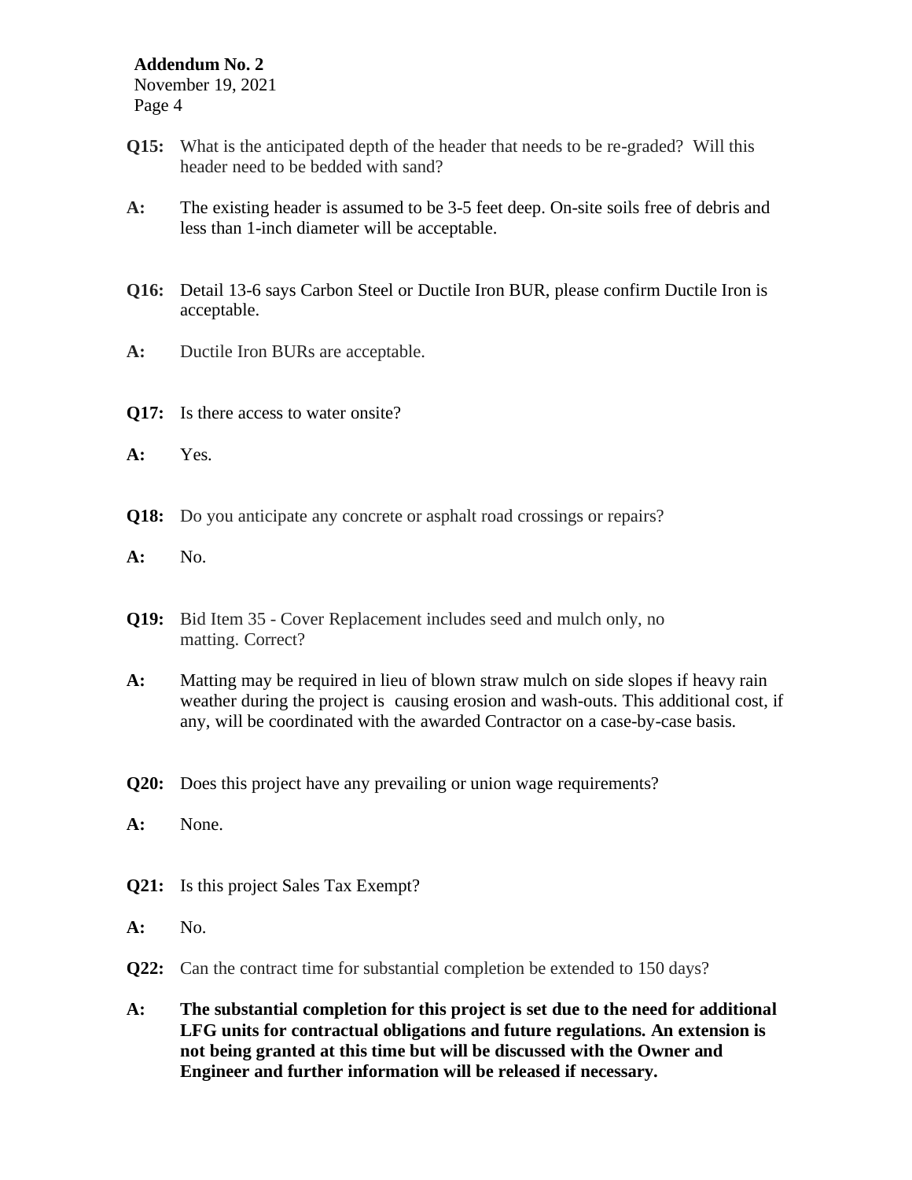**Q15:** What is the anticipated depth of the header that needs to be re-graded? Will this header need to be bedded with sand?

**A:** The existing header is assumed to be 3-5 feet deep. On-site soils free of debris and less than 1-inch diameter will be acceptable.

**Q16:** Detail 13-6 says Carbon Steel or Ductile Iron BUR, please confirm Ductile Iron is acceptable.

**A:** Ductile Iron BURs are acceptable.

**Q17:** Is there access to water onsite?

**A:** Yes.

**Q18:** Do you anticipate any concrete or asphalt road crossings or repairs?

**A:** No.

**Q19:** Bid Item 35 - Cover Replacement includes seed and mulch only, no matting. Correct?

**A:** Matting may be required in lieu of blown straw mulch on side slopes if heavy rain weather during the project is causing erosion and wash-outs. This additional cost, if any, will be coordinated with the awarded Contractor on a case-by-case basis.

**Q20:** Does this project have any prevailing or union wage requirements?

**A:** None.

**Q21:** Is this project Sales Tax Exempt?

**A:** No.

**Q22:** Can the contract time for substantial completion be extended to 150 days?

**A: The substantial completion for this project is set due to the need for additional LFG units for contractual obligations and future regulations. An extension is not being granted at this time but will be discussed with the Owner and Engineer and further information will be released if necessary.**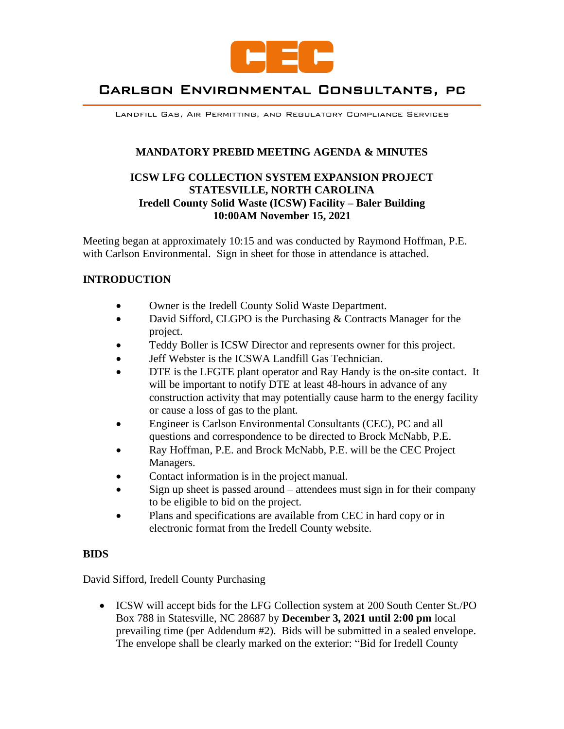# Carlson Environmental Consultants, PC

Landfill Gas, Air Permitting, and Regulatory Compliance Services

## MANDATORY PREBID MEETING AGENDA & MINUTES

### ICSW LFG COLLECTION SYSTEM EXPANSION PROJECT
### STATESVILLE, NORTH CAROLINA
### Iredell County Solid Waste (ICSW) Facility – Baler Building
### 10:00AM November 15, 2021

Meeting began at approximately 10:15 and was conducted by Raymond Hoffman, P.E. with Carlson Environmental. Sign in sheet for those in attendance is attached.

## INTRODUCTION

- Owner is the Iredell County Solid Waste Department.
- David Sifford, CLGPO is the Purchasing & Contracts Manager for the project.
- Teddy Boller is ICSW Director and represents owner for this project.
- Jeff Webster is the ICSWA Landfill Gas Technician.
- DTE is the LFGTE plant operator and Ray Handy is the on-site contact. It will be important to notify DTE at least 48-hours in advance of any construction activity that may potentially cause harm to the energy facility or cause a loss of gas to the plant.
- Engineer is Carlson Environmental Consultants (CEC), PC and all questions and correspondence to be directed to Brock McNabb, P.E.
- Ray Hoffman, P.E. and Brock McNabb, P.E. will be the CEC Project Managers.
- Contact information is in the project manual.
- Sign up sheet is passed around – attendees must sign in for their company to be eligible to bid on the project.
- Plans and specifications are available from CEC in hard copy or in electronic format from the Iredell County website.

## BIDS

David Sifford, Iredell County Purchasing

- ICSW will accept bids for the LFG Collection system at 200 South Center St./PO Box 788 in Statesville, NC 28687 by **December 3, 2021 until 2:00 pm** local prevailing time (per Addendum #2). Bids will be submitted in a sealed envelope. The envelope shall be clearly marked on the exterior: "Bid for Iredell County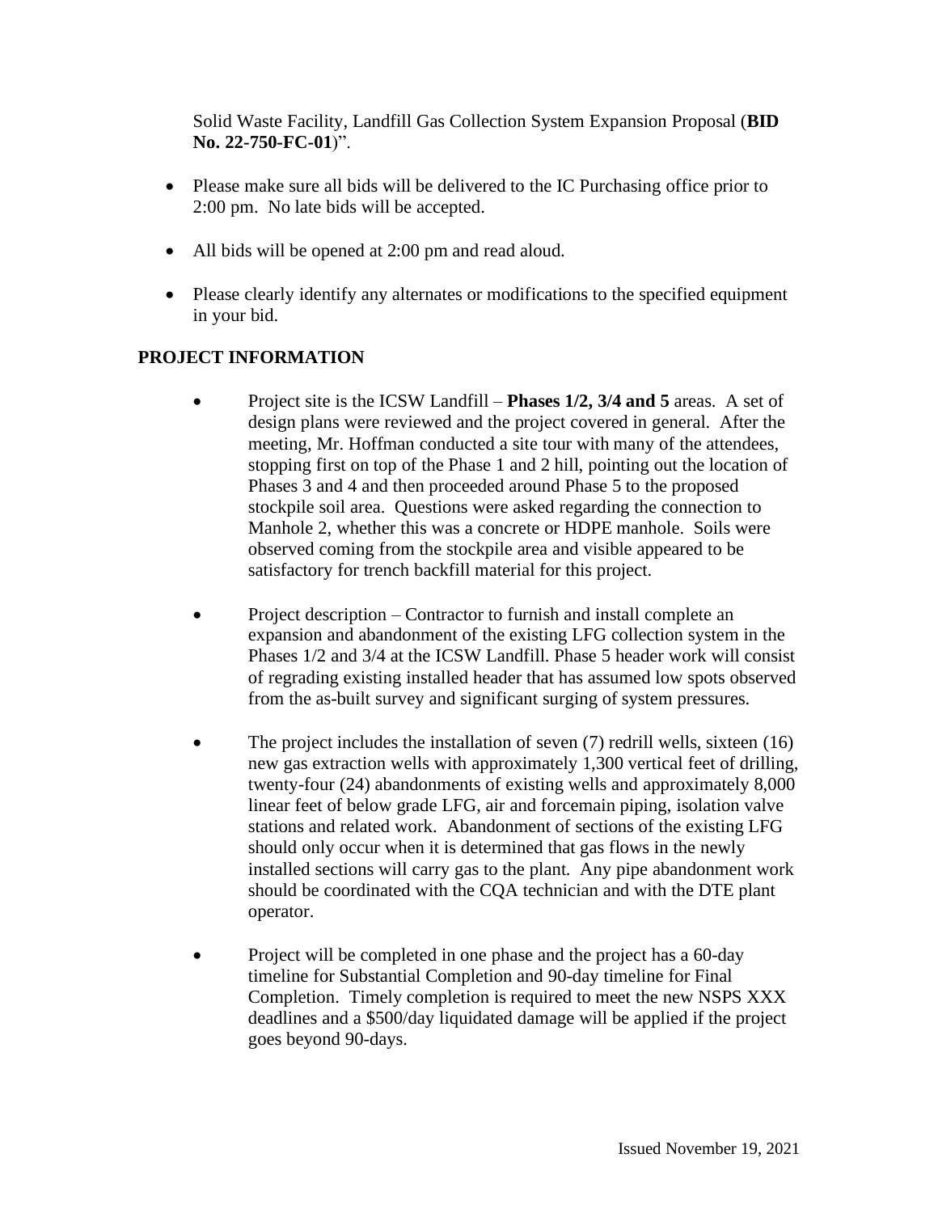Solid Waste Facility, Landfill Gas Collection System Expansion Proposal (**BID No. 22-750-FC-01**)".

- Please make sure all bids will be delivered to the IC Purchasing office prior to 2:00 pm. No late bids will be accepted.
- All bids will be opened at 2:00 pm and read aloud.
- Please clearly identify any alternates or modifications to the specified equipment in your bid.

## PROJECT INFORMATION

- Project site is the ICSW Landfill – **Phases 1/2, 3/4 and 5** areas. A set of design plans were reviewed and the project covered in general. After the meeting, Mr. Hoffman conducted a site tour with many of the attendees, stopping first on top of the Phase 1 and 2 hill, pointing out the location of Phases 3 and 4 and then proceeded around Phase 5 to the proposed stockpile soil area. Questions were asked regarding the connection to Manhole 2, whether this was a concrete or HDPE manhole. Soils were observed coming from the stockpile area and visible appeared to be satisfactory for trench backfill material for this project.

- Project description – Contractor to furnish and install complete an expansion and abandonment of the existing LFG collection system in the Phases 1/2 and 3/4 at the ICSW Landfill. Phase 5 header work will consist of regrading existing installed header that has assumed low spots observed from the as-built survey and significant surging of system pressures.

- The project includes the installation of seven (7) redrill wells, sixteen (16) new gas extraction wells with approximately 1,300 vertical feet of drilling, twenty-four (24) abandonments of existing wells and approximately 8,000 linear feet of below grade LFG, air and forcemain piping, isolation valve stations and related work. Abandonment of sections of the existing LFG should only occur when it is determined that gas flows in the newly installed sections will carry gas to the plant. Any pipe abandonment work should be coordinated with the CQA technician and with the DTE plant operator.

- Project will be completed in one phase and the project has a 60-day timeline for Substantial Completion and 90-day timeline for Final Completion. Timely completion is required to meet the new NSPS XXX deadlines and a $500/day liquidated damage will be applied if the project goes beyond 90-days.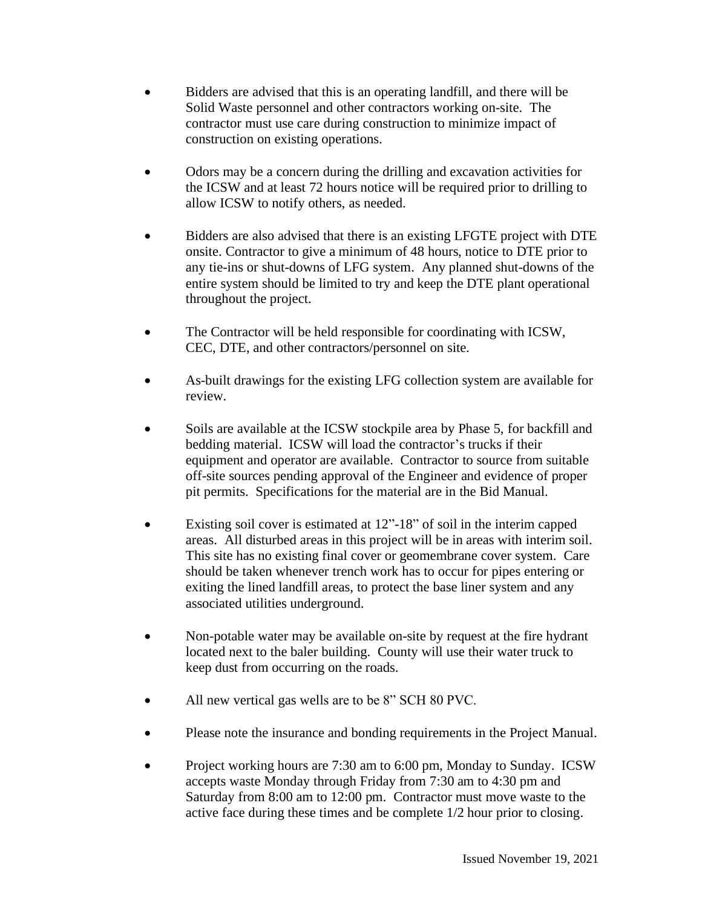- Bidders are advised that this is an operating landfill, and there will be Solid Waste personnel and other contractors working on-site. The contractor must use care during construction to minimize impact of construction on existing operations.

- Odors may be a concern during the drilling and excavation activities for the ICSW and at least 72 hours notice will be required prior to drilling to allow ICSW to notify others, as needed.

- Bidders are also advised that there is an existing LFGTE project with DTE onsite. Contractor to give a minimum of 48 hours, notice to DTE prior to any tie-ins or shut-downs of LFG system. Any planned shut-downs of the entire system should be limited to try and keep the DTE plant operational throughout the project.

- The Contractor will be held responsible for coordinating with ICSW, CEC, DTE, and other contractors/personnel on site.

- As-built drawings for the existing LFG collection system are available for review.

- Soils are available at the ICSW stockpile area by Phase 5, for backfill and bedding material. ICSW will load the contractor's trucks if their equipment and operator are available. Contractor to source from suitable off-site sources pending approval of the Engineer and evidence of proper pit permits. Specifications for the material are in the Bid Manual.

- Existing soil cover is estimated at 12"-18" of soil in the interim capped areas. All disturbed areas in this project will be in areas with interim soil. This site has no existing final cover or geomembrane cover system. Care should be taken whenever trench work has to occur for pipes entering or exiting the lined landfill areas, to protect the base liner system and any associated utilities underground.

- Non-potable water may be available on-site by request at the fire hydrant located next to the baler building. County will use their water truck to keep dust from occurring on the roads.

- All new vertical gas wells are to be 8" SCH 80 PVC.

- Please note the insurance and bonding requirements in the Project Manual.

- Project working hours are 7:30 am to 6:00 pm, Monday to Sunday. ICSW accepts waste Monday through Friday from 7:30 am to 4:30 pm and Saturday from 8:00 am to 12:00 pm. Contractor must move waste to the active face during these times and be complete 1/2 hour prior to closing.

Issued November 19, 2021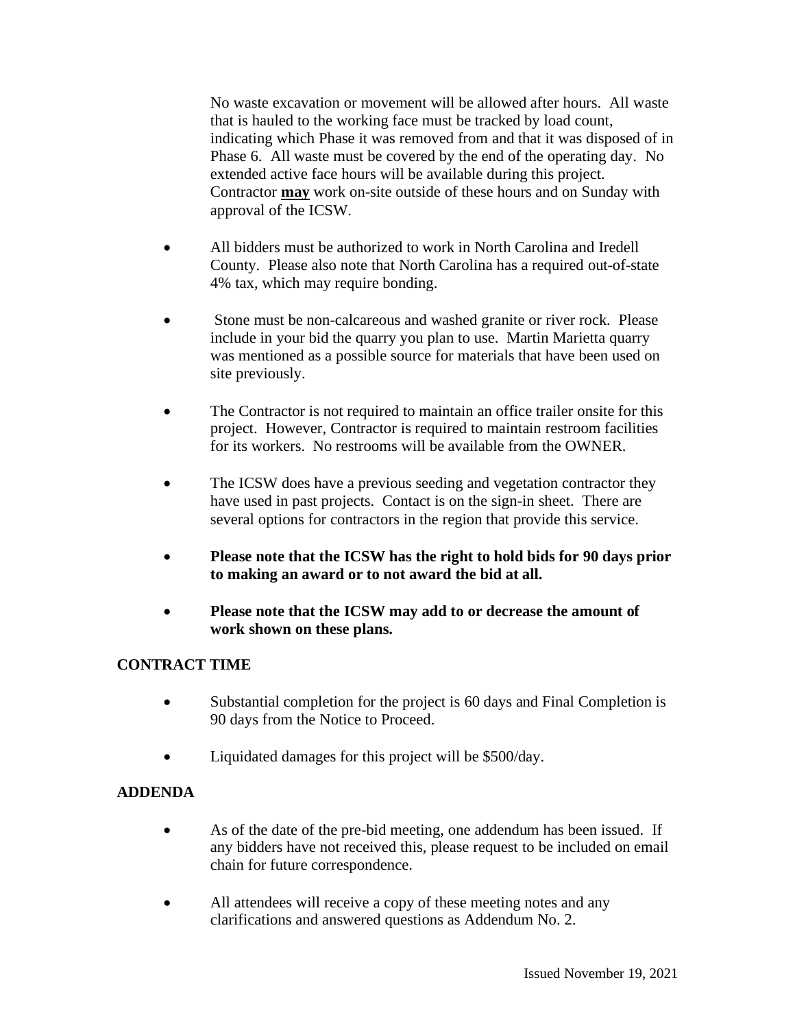No waste excavation or movement will be allowed after hours. All waste that is hauled to the working face must be tracked by load count, indicating which Phase it was removed from and that it was disposed of in Phase 6. All waste must be covered by the end of the operating day. No extended active face hours will be available during this project. Contractor **<u>may</u>** work on-site outside of these hours and on Sunday with approval of the ICSW.

- All bidders must be authorized to work in North Carolina and Iredell County. Please also note that North Carolina has a required out-of-state 4% tax, which may require bonding.

- Stone must be non-calcareous and washed granite or river rock. Please include in your bid the quarry you plan to use. Martin Marietta quarry was mentioned as a possible source for materials that have been used on site previously.

- The Contractor is not required to maintain an office trailer onsite for this project. However, Contractor is required to maintain restroom facilities for its workers. No restrooms will be available from the OWNER.

- The ICSW does have a previous seeding and vegetation contractor they have used in past projects. Contact is on the sign-in sheet. There are several options for contractors in the region that provide this service.

- **Please note that the ICSW has the right to hold bids for 90 days prior to making an award or to not award the bid at all.**

- **Please note that the ICSW may add to or decrease the amount of work shown on these plans.**

## CONTRACT TIME

- Substantial completion for the project is 60 days and Final Completion is 90 days from the Notice to Proceed.

- Liquidated damages for this project will be $500/day.

## ADDENDA

- As of the date of the pre-bid meeting, one addendum has been issued. If any bidders have not received this, please request to be included on email chain for future correspondence.

- All attendees will receive a copy of these meeting notes and any clarifications and answered questions as Addendum No. 2.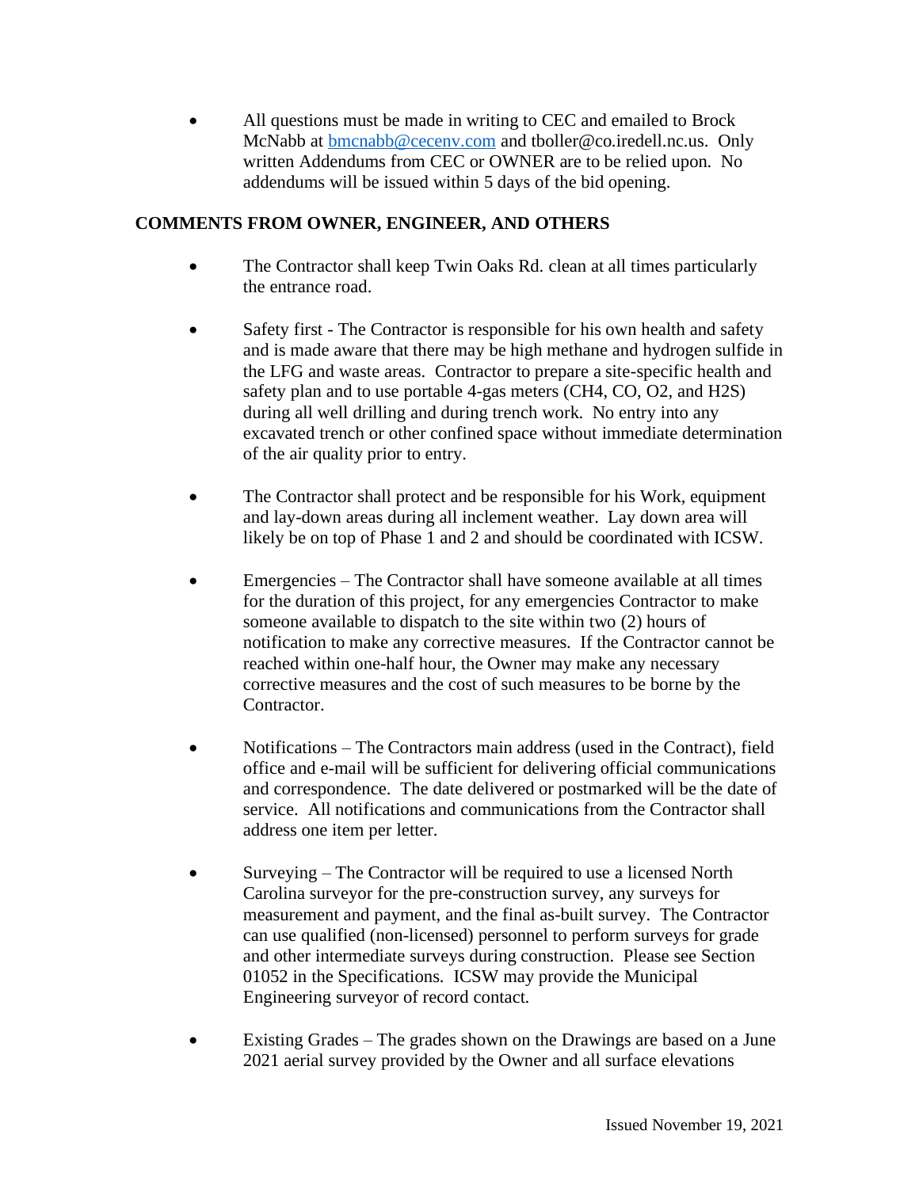- All questions must be made in writing to CEC and emailed to Brock McNabb at [bmcnabb@cecenv.com](mailto:bmcnabb@cecenv.com) and tboller@co.iredell.nc.us. Only written Addendums from CEC or OWNER are to be relied upon. No addendums will be issued within 5 days of the bid opening.

## COMMENTS FROM OWNER, ENGINEER, AND OTHERS

- The Contractor shall keep Twin Oaks Rd. clean at all times particularly the entrance road.

- Safety first - The Contractor is responsible for his own health and safety and is made aware that there may be high methane and hydrogen sulfide in the LFG and waste areas. Contractor to prepare a site-specific health and safety plan and to use portable 4-gas meters ($CH_4$, CO, $O_2$, and $H_2S$) during all well drilling and during trench work. No entry into any excavated trench or other confined space without immediate determination of the air quality prior to entry.

- The Contractor shall protect and be responsible for his Work, equipment and lay-down areas during all inclement weather. Lay down area will likely be on top of Phase 1 and 2 and should be coordinated with ICSW.

- Emergencies – The Contractor shall have someone available at all times for the duration of this project, for any emergencies Contractor to make someone available to dispatch to the site within two (2) hours of notification to make any corrective measures. If the Contractor cannot be reached within one-half hour, the Owner may make any necessary corrective measures and the cost of such measures to be borne by the Contractor.

- Notifications – The Contractors main address (used in the Contract), field office and e-mail will be sufficient for delivering official communications and correspondence. The date delivered or postmarked will be the date of service. All notifications and communications from the Contractor shall address one item per letter.

- Surveying – The Contractor will be required to use a licensed North Carolina surveyor for the pre-construction survey, any surveys for measurement and payment, and the final as-built survey. The Contractor can use qualified (non-licensed) personnel to perform surveys for grade and other intermediate surveys during construction. Please see Section 01052 in the Specifications. ICSW may provide the Municipal Engineering surveyor of record contact.

- Existing Grades – The grades shown on the Drawings are based on a June 2021 aerial survey provided by the Owner and all surface elevations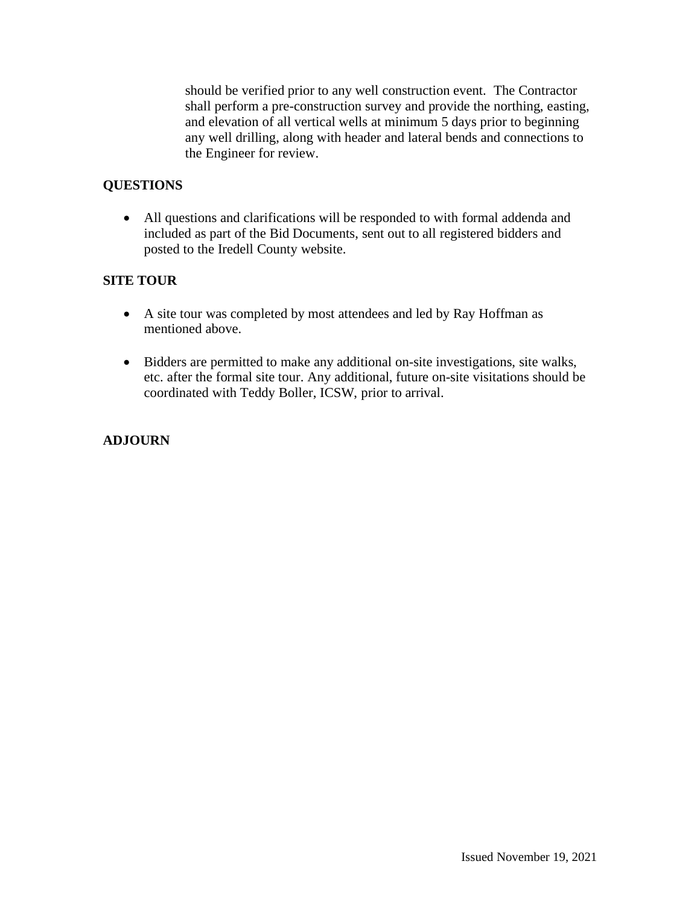should be verified prior to any well construction event. The Contractor shall perform a pre-construction survey and provide the northing, easting, and elevation of all vertical wells at minimum 5 days prior to beginning any well drilling, along with header and lateral bends and connections to the Engineer for review.

**QUESTIONS**

- All questions and clarifications will be responded to with formal addenda and included as part of the Bid Documents, sent out to all registered bidders and posted to the Iredell County website.

**SITE TOUR**

- A site tour was completed by most attendees and led by Ray Hoffman as mentioned above.

- Bidders are permitted to make any additional on-site investigations, site walks, etc. after the formal site tour. Any additional, future on-site visitations should be coordinated with Teddy Boller, ICSW, prior to arrival.

**ADJOURN**

Issued November 19, 2021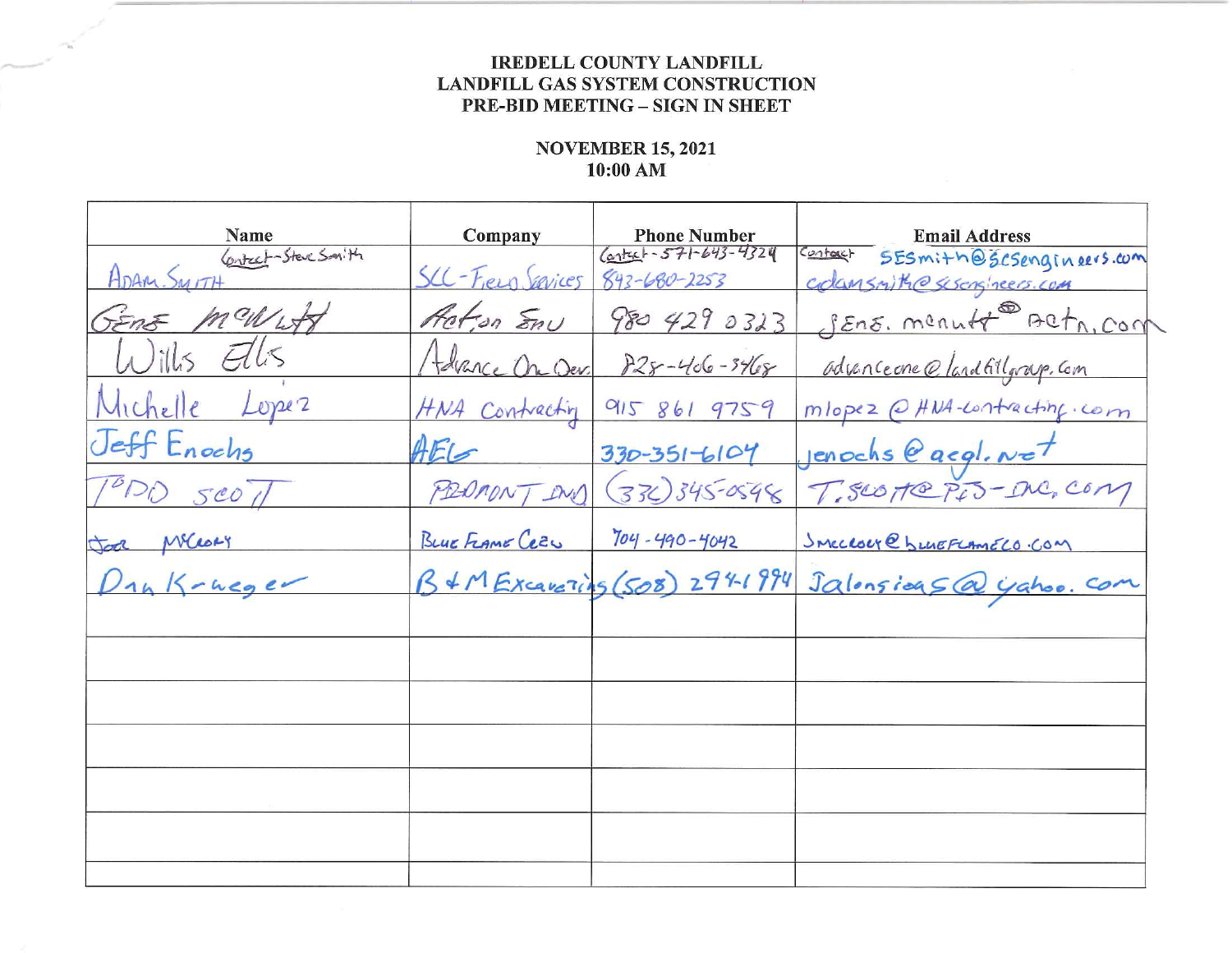**IREDELL COUNTY LANDFILL**
**LANDFILL GAS SYSTEM CONSTRUCTION**
**PRE-BID MEETING – SIGN IN SHEET**

**NOVEMBER 15, 2021**
**10:00 AM**

| Name | Company | Phone Number | Email Address |
| --- | --- | --- | --- |
| Contact - Steve Smith<br>Adam Smith | SCS - Field Services | Contact - 571-643-4324<br>843-680-2253 | Contact SESmith@scsengineers.com<br>adamsmith@scsengineers.com |
| Gene McNutt | Acton ENV | 980 429 0323 | gene.mcnutt@actn.com |
| Wills Ellis | Advance One Dev. | 828-406-3468 | advanceone@landfillgroup.com |
| Michelle Lopez | HNA Contracting | 915 861 9759 | mlopez@HNA-contracting.com |
| Jeff Enochs | AEG | 330-351-6104 | jenochs@aegl.net |
| Todd Scott | Piedmont Ind | (336) 345-0548 | T.Scott@PIS-INC.COM |
| Joe McCrory | Blue Flame Co. | 704-490-4042 | JMcCrory@BlueFlameCo.com |
| Dan Krueger | B+M Excavating | (508) 294-1994 | Jalonsieas@yahoo.com |
| | | | |
| | | | |
| | | | |
| | | | |
| | | | |
| | | | |
| | | | |